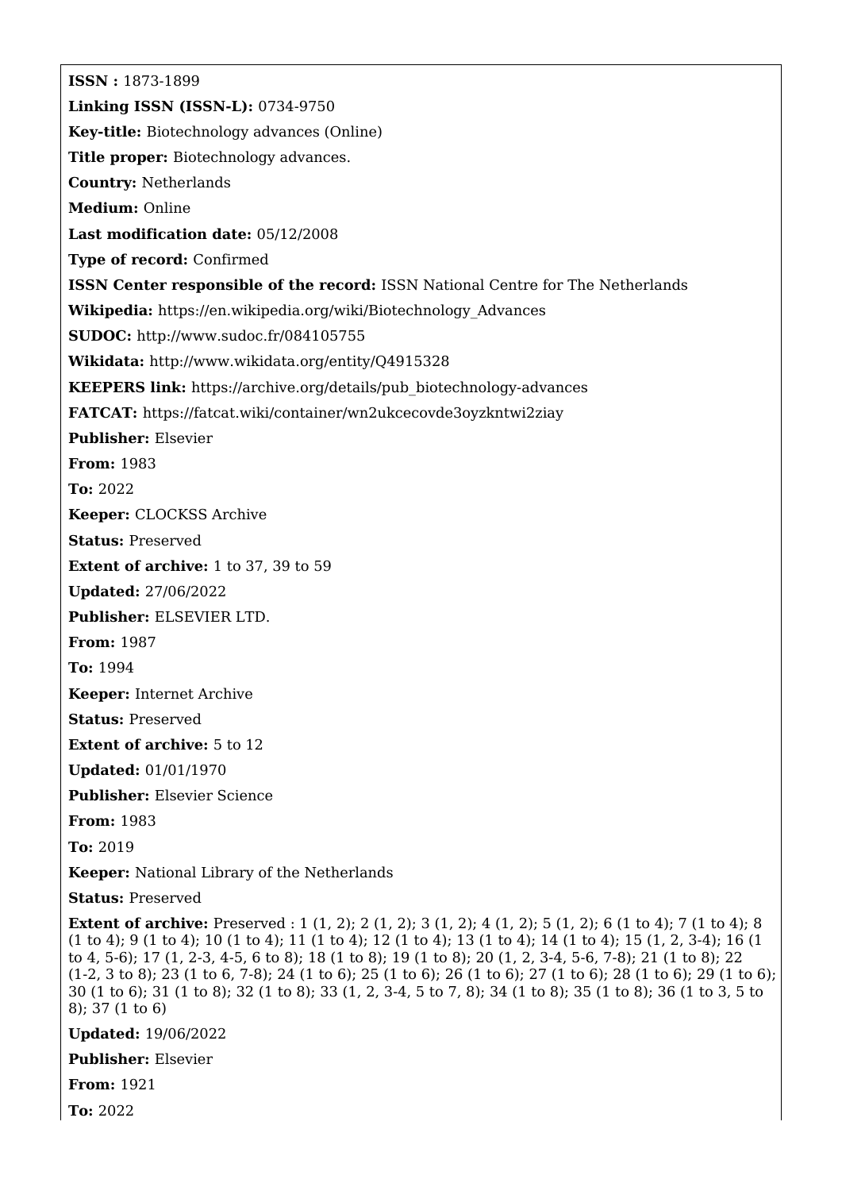**ISSN :** 1873-1899

**Linking ISSN (ISSN-L):** 0734-9750

**Key-title:** Biotechnology advances (Online)

**Title proper:** Biotechnology advances.

**Country:** Netherlands

**Medium:** Online

**Last modification date:** 05/12/2008

**Type of record:** Confirmed

**ISSN Center responsible of the record:** ISSN National Centre for The Netherlands

**Wikipedia:** https://en.wikipedia.org/wiki/Biotechnology_Advances

**SUDOC:** http://www.sudoc.fr/084105755

**Wikidata:** http://www.wikidata.org/entity/Q4915328

**KEEPERS link:** https://archive.org/details/pub_biotechnology-advances

**FATCAT:** https://fatcat.wiki/container/wn2ukcecovde3oyzkntwi2ziay

**Publisher:** Elsevier

**From:** 1983

**To:** 2022

**Keeper:** CLOCKSS Archive

**Status:** Preserved

**Extent of archive:** 1 to 37, 39 to 59

**Updated:** 27/06/2022

**Publisher:** ELSEVIER LTD.

**From:** 1987

**To:** 1994

**Keeper:** Internet Archive

**Status:** Preserved

**Extent of archive:** 5 to 12

**Updated:** 01/01/1970

**Publisher:** Elsevier Science

**From:** 1983

**To:** 2019

**Keeper:** National Library of the Netherlands

**Status:** Preserved

**Extent of archive:** Preserved : 1 (1, 2); 2 (1, 2); 3 (1, 2); 4 (1, 2); 5 (1, 2); 6 (1 to 4); 7 (1 to 4); 8 (1 to 4); 9 (1 to 4); 10 (1 to 4); 11 (1 to 4); 12 (1 to 4); 13 (1 to 4); 14 (1 to 4); 15 (1, 2, 3-4); 16 (1 to 4, 5-6); 17 (1, 2-3, 4-5, 6 to 8); 18 (1 to 8); 19 (1 to 8); 20 (1, 2, 3-4, 5-6, 7-8); 21 (1 to 8); 22 (1-2, 3 to 8); 23 (1 to 6, 7-8); 24 (1 to 6); 25 (1 to 6); 26 (1 to 6); 27 (1 to 6); 28 (1 to 6); 29 (1 to 6); 30 (1 to 6); 31 (1 to 8); 32 (1 to 8); 33 (1, 2, 3-4, 5 to 7, 8); 34 (1 to 8); 35 (1 to 8); 36 (1 to 3, 5 to 8); 37 (1 to 6)

**Updated:** 19/06/2022

**Publisher:** Elsevier

**From:** 1921

**To:** 2022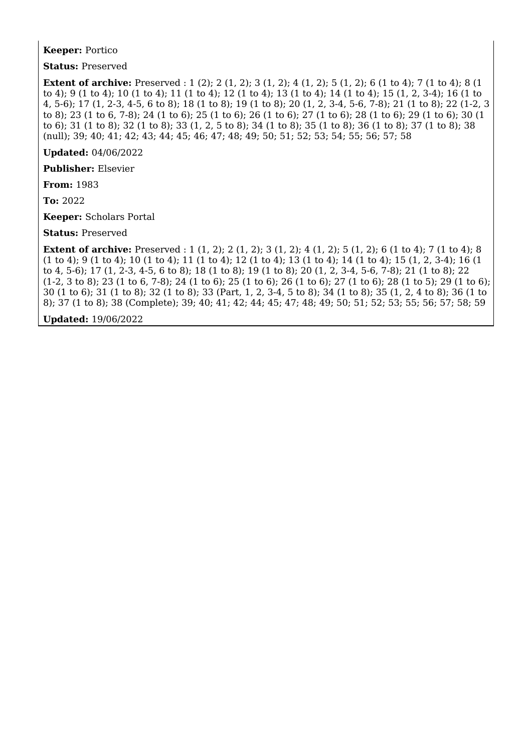**Keeper:** Portico

**Status:** Preserved

**Extent of archive:** Preserved : 1 (2); 2 (1, 2); 3 (1, 2); 4 (1, 2); 5 (1, 2); 6 (1 to 4); 7 (1 to 4); 8 (1 to 4); 9 (1 to 4); 10 (1 to 4); 11 (1 to 4); 12 (1 to 4); 13 (1 to 4); 14 (1 to 4); 15 (1, 2, 3-4); 16 (1 to 4, 5-6); 17 (1, 2-3, 4-5, 6 to 8); 18 (1 to 8); 19 (1 to 8); 20 (1, 2, 3-4, 5-6, 7-8); 21 (1 to 8); 22 (1-2, 3 to 8); 23 (1 to 6, 7-8); 24 (1 to 6); 25 (1 to 6); 26 (1 to 6); 27 (1 to 6); 28 (1 to 6); 29 (1 to 6); 30 (1 to 6); 31 (1 to 8); 32 (1 to 8); 33 (1, 2, 5 to 8); 34 (1 to 8); 35 (1 to 8); 36 (1 to 8); 37 (1 to 8); 38 (null); 39; 40; 41; 42; 43; 44; 45; 46; 47; 48; 49; 50; 51; 52; 53; 54; 55; 56; 57; 58

**Updated:** 04/06/2022

**Publisher:** Elsevier

**From:** 1983

**To:** 2022

**Keeper:** Scholars Portal

**Status:** Preserved

**Extent of archive:** Preserved : 1 (1, 2); 2 (1, 2); 3 (1, 2); 4 (1, 2); 5 (1, 2); 6 (1 to 4); 7 (1 to 4); 8 (1 to 4); 9 (1 to 4); 10 (1 to 4); 11 (1 to 4); 12 (1 to 4); 13 (1 to 4); 14 (1 to 4); 15 (1, 2, 3-4); 16 (1 to 4, 5-6); 17 (1, 2-3, 4-5, 6 to 8); 18 (1 to 8); 19 (1 to 8); 20 (1, 2, 3-4, 5-6, 7-8); 21 (1 to 8); 22 (1-2, 3 to 8); 23 (1 to 6, 7-8); 24 (1 to 6); 25 (1 to 6); 26 (1 to 6); 27 (1 to 6); 28 (1 to 5); 29 (1 to 6); 30 (1 to 6); 31 (1 to 8); 32 (1 to 8); 33 (Part, 1, 2, 3-4, 5 to 8); 34 (1 to 8); 35 (1, 2, 4 to 8); 36 (1 to 8); 37 (1 to 8); 38 (Complete); 39; 40; 41; 42; 44; 45; 47; 48; 49; 50; 51; 52; 53; 55; 56; 57; 58; 59

**Updated:** 19/06/2022